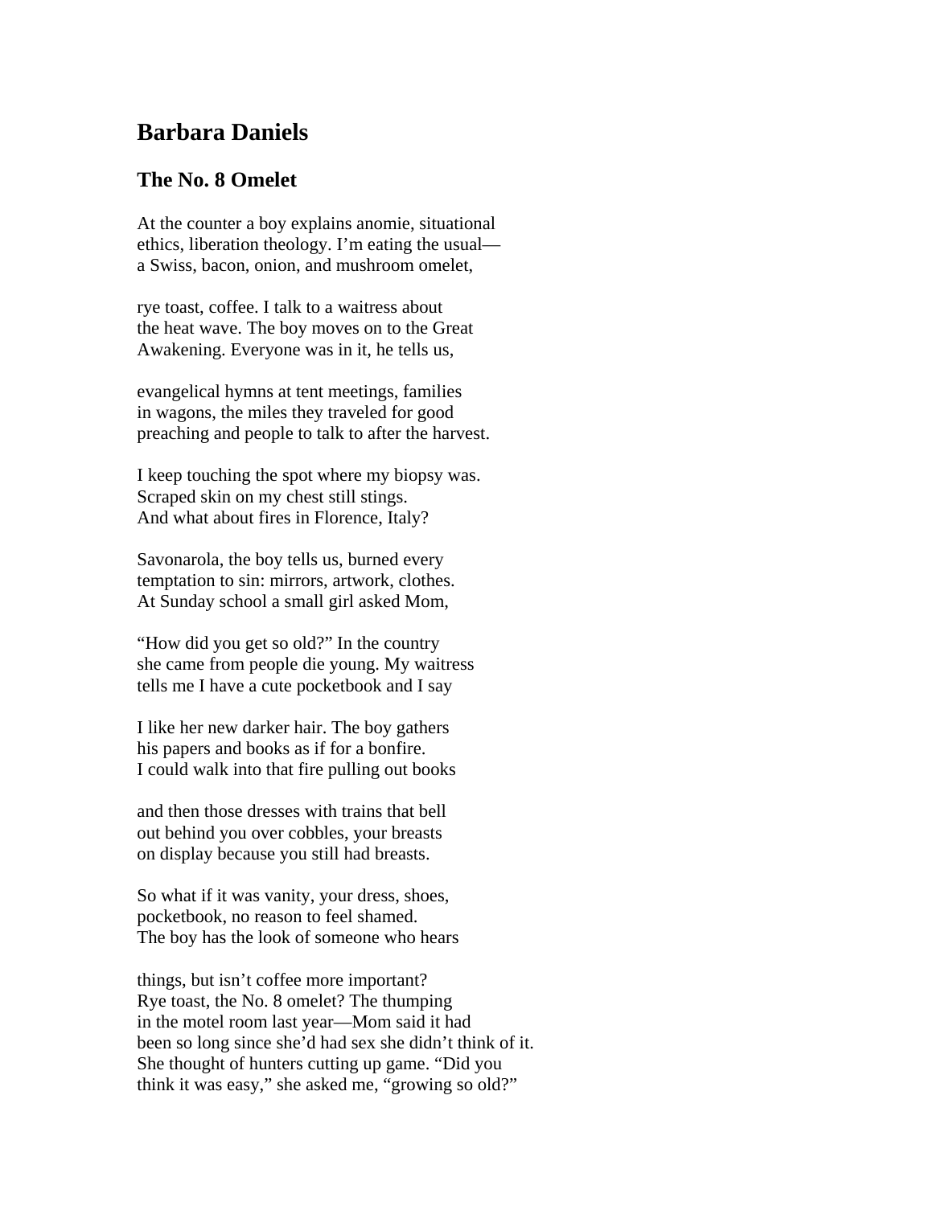## Barbara Daniels

### The No. 8 Omelet

At the counter a boy explains anomie, situational  
ethics, liberation theology. I'm eating the usual—  
a Swiss, bacon, onion, and mushroom omelet,

rye toast, coffee. I talk to a waitress about  
the heat wave. The boy moves on to the Great  
Awakening. Everyone was in it, he tells us,

evangelical hymns at tent meetings, families  
in wagons, the miles they traveled for good  
preaching and people to talk to after the harvest.

I keep touching the spot where my biopsy was.  
Scraped skin on my chest still stings.  
And what about fires in Florence, Italy?

Savonarola, the boy tells us, burned every  
temptation to sin: mirrors, artwork, clothes.  
At Sunday school a small girl asked Mom,

"How did you get so old?" In the country  
she came from people die young. My waitress  
tells me I have a cute pocketbook and I say

I like her new darker hair. The boy gathers  
his papers and books as if for a bonfire.  
I could walk into that fire pulling out books

and then those dresses with trains that bell  
out behind you over cobbles, your breasts  
on display because you still had breasts.

So what if it was vanity, your dress, shoes,  
pocketbook, no reason to feel shamed.  
The boy has the look of someone who hears

things, but isn't coffee more important?  
Rye toast, the No. 8 omelet? The thumping  
in the motel room last year—Mom said it had  
been so long since she'd had sex she didn't think of it.  
She thought of hunters cutting up game. "Did you  
think it was easy," she asked me, "growing so old?"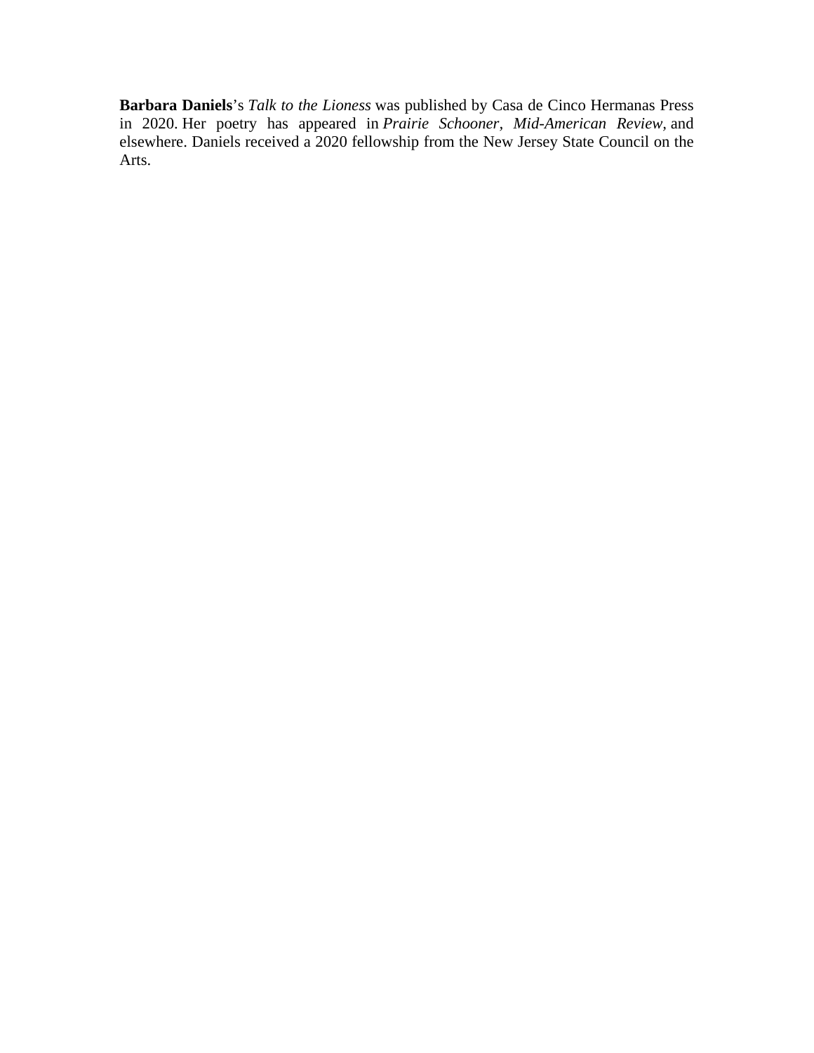**Barbara Daniels**'s *Talk to the Lioness* was published by Casa de Cinco Hermanas Press in 2020. Her poetry has appeared in *Prairie Schooner*, *Mid-American Review,* and elsewhere. Daniels received a 2020 fellowship from the New Jersey State Council on the Arts.